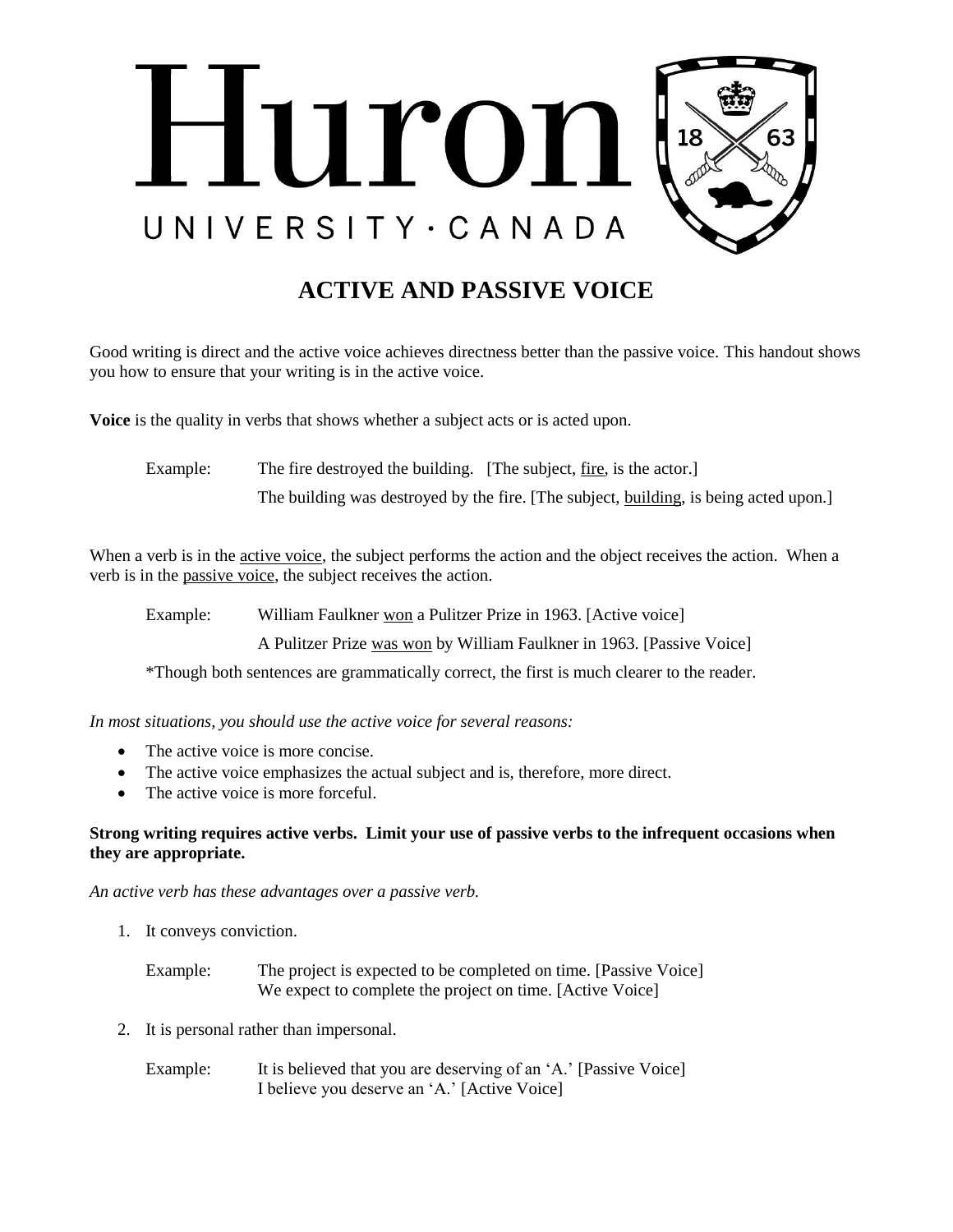Huron UNIVERSITY · CANADA

# ACTIVE AND PASSIVE VOICE

Good writing is direct and the active voice achieves directness better than the passive voice. This handout shows you how to ensure that your writing is in the active voice.

**Voice** is the quality in verbs that shows whether a subject acts or is acted upon.

Example: The fire destroyed the building. [The subject, <u>fire</u>, is the actor.]
The building was destroyed by the fire. [The subject, <u>building</u>, is being acted upon.]

When a verb is in the <u>active voice</u>, the subject performs the action and the object receives the action. When a verb is in the <u>passive voice</u>, the subject receives the action.

Example: William Faulkner <u>won</u> a Pulitzer Prize in 1963. [Active voice]
A Pulitzer Prize <u>was won</u> by William Faulkner in 1963. [Passive Voice]

*Though both sentences are grammatically correct, the first is much clearer to the reader.

*In most situations, you should use the active voice for several reasons:*

- The active voice is more concise.
- The active voice emphasizes the actual subject and is, therefore, more direct.
- The active voice is more forceful.

**Strong writing requires active verbs. Limit your use of passive verbs to the infrequent occasions when they are appropriate.**

*An active verb has these advantages over a passive verb.*

1. It conveys conviction.

   Example: The project is expected to be completed on time. [Passive Voice]
   We expect to complete the project on time. [Active Voice]

2. It is personal rather than impersonal.

   Example: It is believed that you are deserving of an 'A.' [Passive Voice]
   I believe you deserve an 'A.' [Active Voice]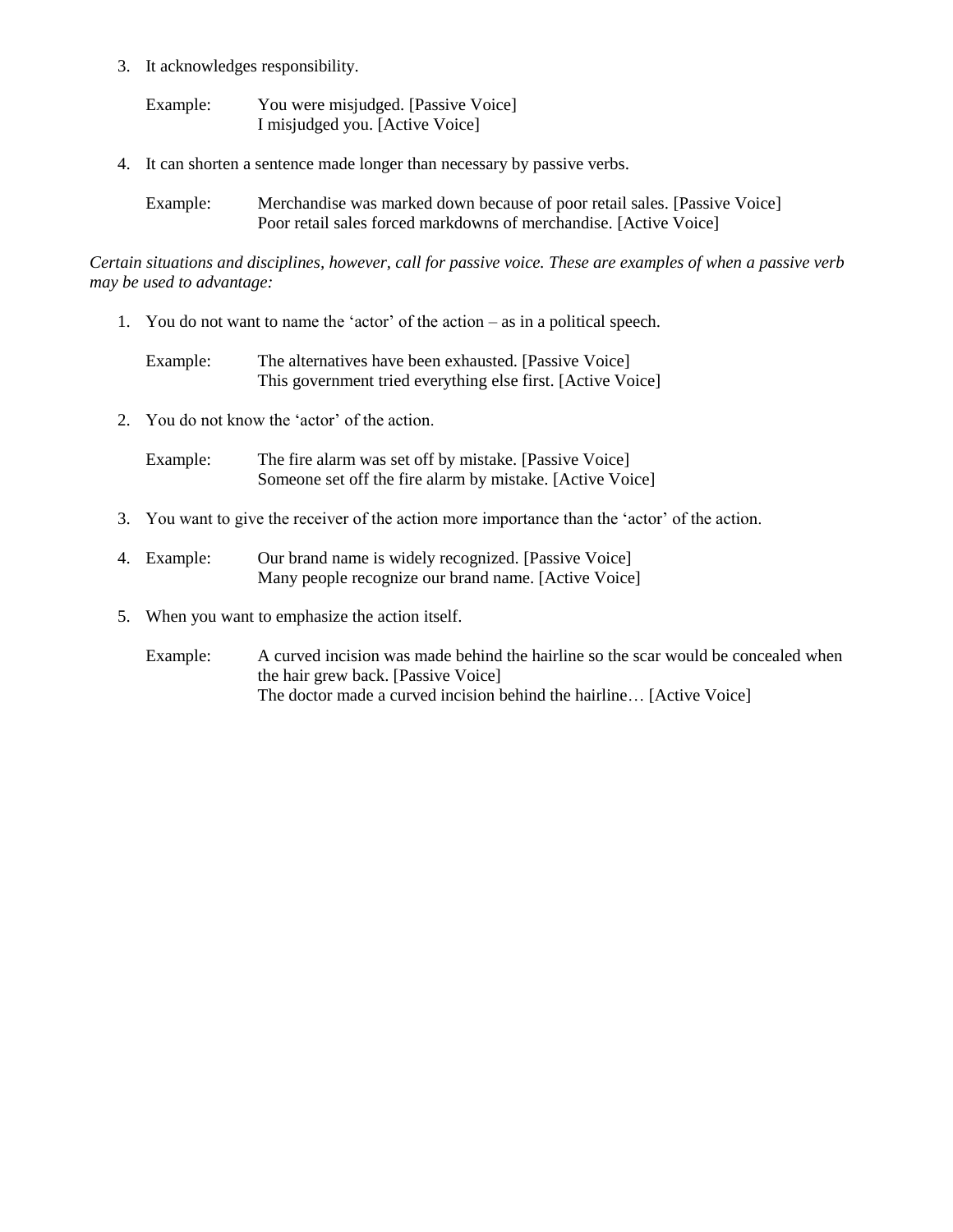3. It acknowledges responsibility.

   Example: You were misjudged. [Passive Voice]
   I misjudged you. [Active Voice]

4. It can shorten a sentence made longer than necessary by passive verbs.

   Example: Merchandise was marked down because of poor retail sales. [Passive Voice]
   Poor retail sales forced markdowns of merchandise. [Active Voice]

*Certain situations and disciplines, however, call for passive voice. These are examples of when a passive verb may be used to advantage:*

1. You do not want to name the 'actor' of the action – as in a political speech.

   Example: The alternatives have been exhausted. [Passive Voice]
   This government tried everything else first. [Active Voice]

2. You do not know the 'actor' of the action.

   Example: The fire alarm was set off by mistake. [Passive Voice]
   Someone set off the fire alarm by mistake. [Active Voice]

3. You want to give the receiver of the action more importance than the 'actor' of the action.

4. Example: Our brand name is widely recognized. [Passive Voice]
   Many people recognize our brand name. [Active Voice]

5. When you want to emphasize the action itself.

   Example: A curved incision was made behind the hairline so the scar would be concealed when the hair grew back. [Passive Voice]
   The doctor made a curved incision behind the hairline… [Active Voice]